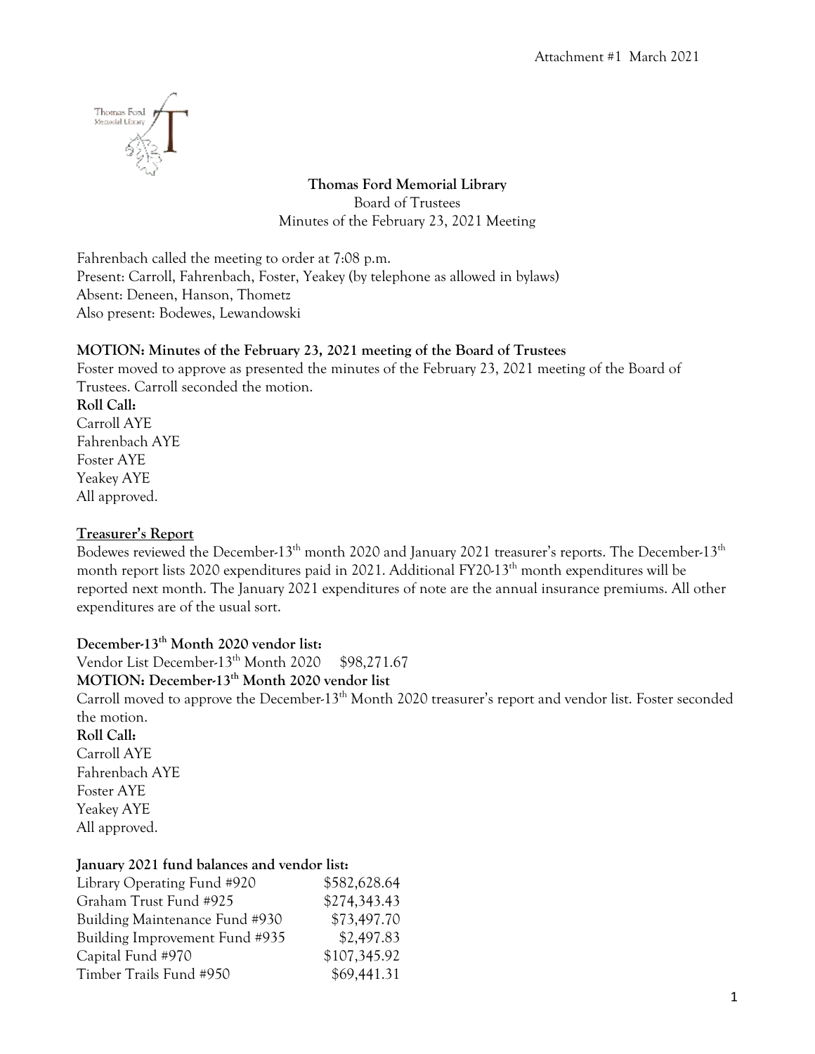Attachment #1 March 2021

**Thomas Ford Memorial Library**

Board of Trustees

Minutes of the February 23, 2021 Meeting

Fahrenbach called the meeting to order at 7:08 p.m.
Present: Carroll, Fahrenbach, Foster, Yeakey (by telephone as allowed in bylaws)
Absent: Deneen, Hanson, Thometz
Also present: Bodewes, Lewandowski

**MOTION: Minutes of the February 23, 2021 meeting of the Board of Trustees**

Foster moved to approve as presented the minutes of the February 23, 2021 meeting of the Board of Trustees. Carroll seconded the motion.

**Roll Call:**
Carroll AYE
Fahrenbach AYE
Foster AYE
Yeakey AYE
All approved.

**Treasurer's Report**

Bodewes reviewed the December-13th month 2020 and January 2021 treasurer's reports. The December-13th month report lists 2020 expenditures paid in 2021. Additional FY20-13th month expenditures will be reported next month. The January 2021 expenditures of note are the annual insurance premiums. All other expenditures are of the usual sort.

**December-13th Month 2020 vendor list:**

Vendor List December-13th Month 2020 $98,271.67

**MOTION: December-13th Month 2020 vendor list**

Carroll moved to approve the December-13th Month 2020 treasurer's report and vendor list. Foster seconded the motion.

**Roll Call:**
Carroll AYE
Fahrenbach AYE
Foster AYE
Yeakey AYE
All approved.

**January 2021 fund balances and vendor list:**

| | |
|---|---|
| Library Operating Fund #920 | $582,628.64 |
| Graham Trust Fund #925 | $274,343.43 |
| Building Maintenance Fund #930 | $73,497.70 |
| Building Improvement Fund #935 | $2,497.83 |
| Capital Fund #970 | $107,345.92 |
| Timber Trails Fund #950 | $69,441.31 |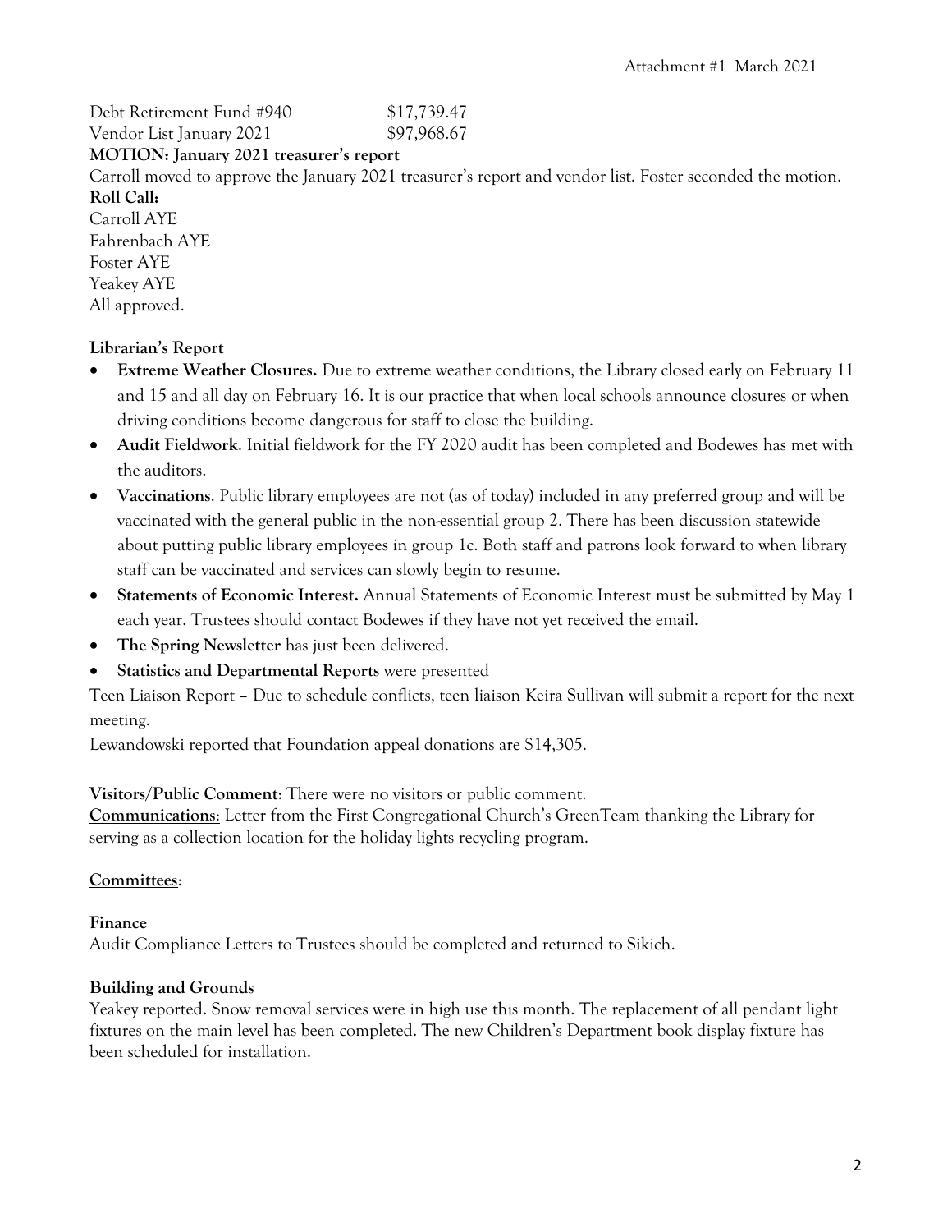Debt Retirement Fund #940 $17,739.47
Vendor List January 2021 $97,968.67

**MOTION: January 2021 treasurer's report**

Carroll moved to approve the January 2021 treasurer's report and vendor list. Foster seconded the motion.

**Roll Call:**

Carroll AYE
Fahrenbach AYE
Foster AYE
Yeakey AYE
All approved.

## Librarian's Report

- **Extreme Weather Closures.** Due to extreme weather conditions, the Library closed early on February 11 and 15 and all day on February 16. It is our practice that when local schools announce closures or when driving conditions become dangerous for staff to close the building.
- **Audit Fieldwork**. Initial fieldwork for the FY 2020 audit has been completed and Bodewes has met with the auditors.
- **Vaccinations**. Public library employees are not (as of today) included in any preferred group and will be vaccinated with the general public in the non-essential group 2. There has been discussion statewide about putting public library employees in group 1c. Both staff and patrons look forward to when library staff can be vaccinated and services can slowly begin to resume.
- **Statements of Economic Interest.** Annual Statements of Economic Interest must be submitted by May 1 each year. Trustees should contact Bodewes if they have not yet received the email.
- **The Spring Newsletter** has just been delivered.
- **Statistics and Departmental Reports** were presented

Teen Liaison Report – Due to schedule conflicts, teen liaison Keira Sullivan will submit a report for the next meeting.

Lewandowski reported that Foundation appeal donations are $14,305.

**Visitors/Public Comment**: There were no visitors or public comment.

**Communications**: Letter from the First Congregational Church's GreenTeam thanking the Library for serving as a collection location for the holiday lights recycling program.

## Committees:

### Finance

Audit Compliance Letters to Trustees should be completed and returned to Sikich.

### Building and Grounds

Yeakey reported. Snow removal services were in high use this month. The replacement of all pendant light fixtures on the main level has been completed. The new Children's Department book display fixture has been scheduled for installation.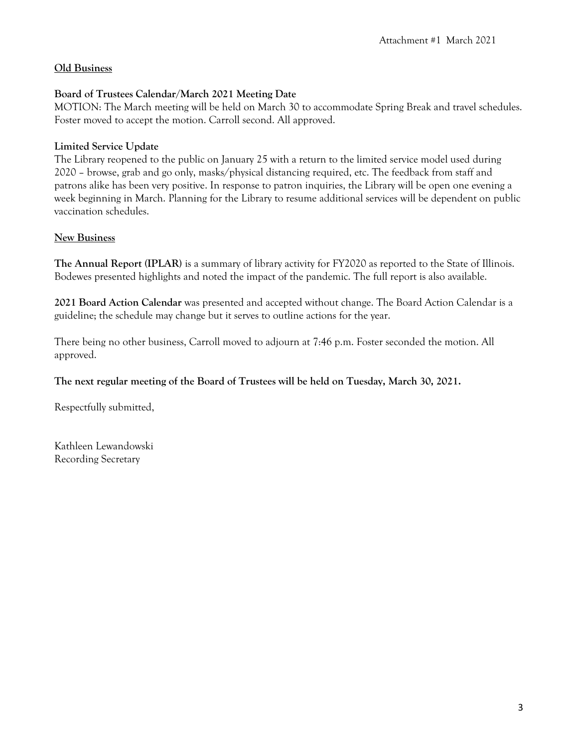Attachment #1 March 2021

**Old Business**

**Board of Trustees Calendar/March 2021 Meeting Date**

MOTION: The March meeting will be held on March 30 to accommodate Spring Break and travel schedules. Foster moved to accept the motion. Carroll second. All approved.

**Limited Service Update**

The Library reopened to the public on January 25 with a return to the limited service model used during 2020 – browse, grab and go only, masks/physical distancing required, etc. The feedback from staff and patrons alike has been very positive. In response to patron inquiries, the Library will be open one evening a week beginning in March. Planning for the Library to resume additional services will be dependent on public vaccination schedules.

**New Business**

**The Annual Report (IPLAR)** is a summary of library activity for FY2020 as reported to the State of Illinois. Bodewes presented highlights and noted the impact of the pandemic. The full report is also available.

**2021 Board Action Calendar** was presented and accepted without change. The Board Action Calendar is a guideline; the schedule may change but it serves to outline actions for the year.

There being no other business, Carroll moved to adjourn at 7:46 p.m. Foster seconded the motion. All approved.

**The next regular meeting of the Board of Trustees will be held on Tuesday, March 30, 2021.**

Respectfully submitted,

Kathleen Lewandowski
Recording Secretary